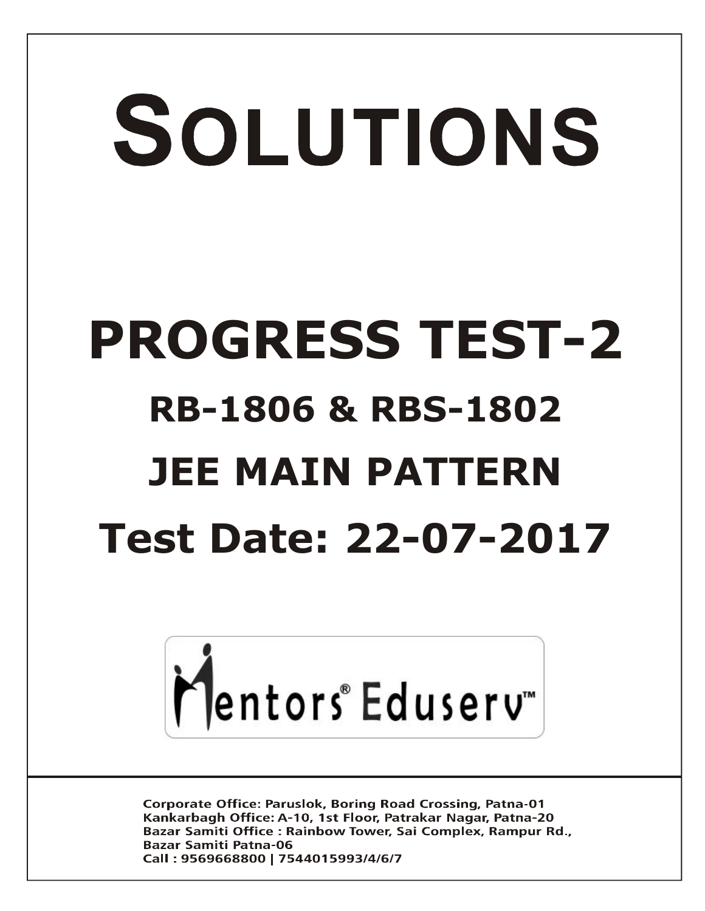# SOLUTIONS

# PROGRESS TEST-2

## RB-1806 & RBS-1802

## JEE MAIN PATTERN

## Test Date: 22-07-2017

Mentors® Eduserv™

Corporate Office: Paruslok, Boring Road Crossing, Patna-01
Kankarbagh Office: A-10, 1st Floor, Patrakar Nagar, Patna-20
Bazar Samiti Office : Rainbow Tower, Sai Complex, Rampur Rd., Bazar Samiti Patna-06
Call : 9569668800 | 7544015993/4/6/7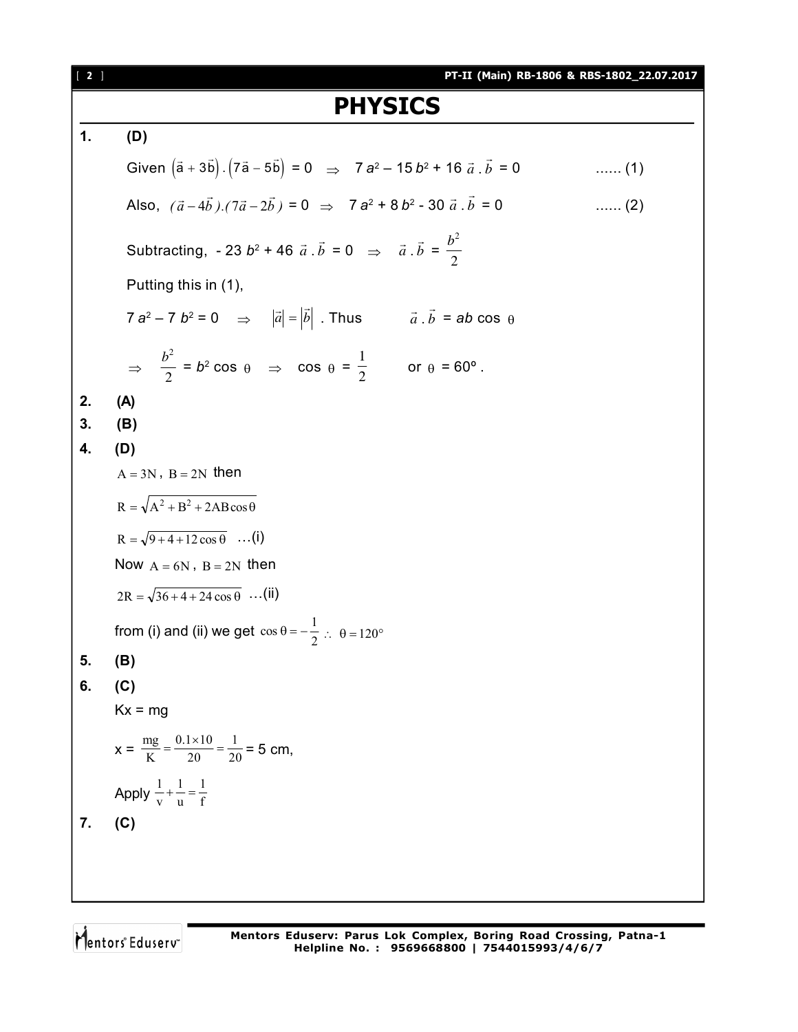# PHYSICS

**1. (D)**

Given $\left(\vec{a}+3\vec{b}\right).\left(7\vec{a}-5\vec{b}\right) = 0 \Rightarrow 7a^2 - 15b^2 + 16\,\vec{a}.\vec{b} = 0$ ...... (1)

Also, $(\vec{a}-4\vec{b}).(7\vec{a}-2\vec{b}) = 0 \Rightarrow 7a^2 + 8b^2 - 30\,\vec{a}.\vec{b} = 0$ ...... (2)

Subtracting, $-23b^2 + 46\,\vec{a}.\vec{b} = 0 \Rightarrow \vec{a}.\vec{b} = \frac{b^2}{2}$

Putting this in (1),

$7a^2 - 7b^2 = 0 \Rightarrow |\vec{a}| = |\vec{b}|$. Thus $\vec{a}.\vec{b} = ab\cos\theta$

$\Rightarrow \frac{b^2}{2} = b^2\cos\theta \Rightarrow \cos\theta = \frac{1}{2}$ or $\theta = 60°$.

**2. (A)**

**3. (B)**

**4. (D)**

$A = 3N$, $B = 2N$ then

$R = \sqrt{A^2 + B^2 + 2AB\cos\theta}$

$R = \sqrt{9 + 4 + 12\cos\theta}$ ...(i)

Now $A = 6N$, $B = 2N$ then

$2R = \sqrt{36 + 4 + 24\cos\theta}$ ...(ii)

from (i) and (ii) we get $\cos\theta = -\frac{1}{2} \therefore \theta = 120°$

**5. (B)**

**6. (C)**

$Kx = mg$

$x = \frac{mg}{K} = \frac{0.1\times 10}{20} = \frac{1}{20} = 5$ cm,

Apply $\frac{1}{v} + \frac{1}{u} = \frac{1}{f}$

**7. (C)**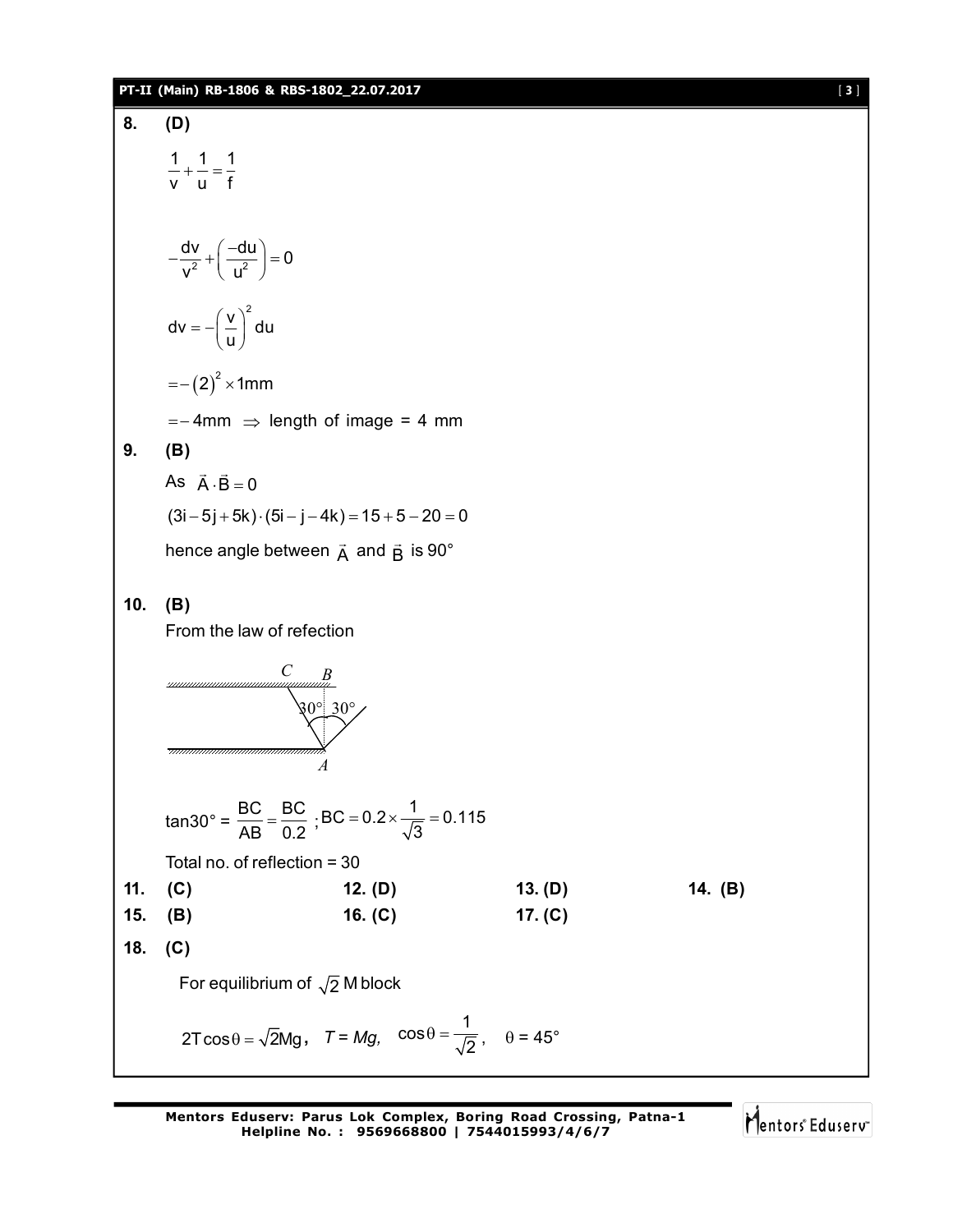**8. (D)**

$$\frac{1}{v}+\frac{1}{u}=\frac{1}{f}$$

$$-\frac{dv}{v^2}+\left(\frac{-du}{u^2}\right)=0$$

$$dv=-\left(\frac{v}{u}\right)^2 du$$

$$=-(2)^2\times 1\text{mm}$$

$=-4\text{mm} \Rightarrow$ length of image = 4 mm

**9. (B)**

As $\vec{A}\cdot\vec{B}=0$

$(3i-5j+5k)\cdot(5i-j-4k)=15+5-20=0$

hence angle between $\vec{A}$ and $\vec{B}$ is 90°

**10. (B)**

From the law of refection

C B

30° 30°

A

tan30° = $\frac{BC}{AB}=\frac{BC}{0.2}$ ; $BC=0.2\times\frac{1}{\sqrt{3}}=0.115$

Total no. of reflection = 30

**11. (C)** **12. (D)** **13. (D)** **14. (B)**

**15. (B)** **16. (C)** **17. (C)**

**18. (C)**

For equilibrium of $\sqrt{2}$ M block

$2T\cos\theta=\sqrt{2}Mg$, $T = Mg$, $\cos\theta=\frac{1}{\sqrt{2}}$, $\theta = 45°$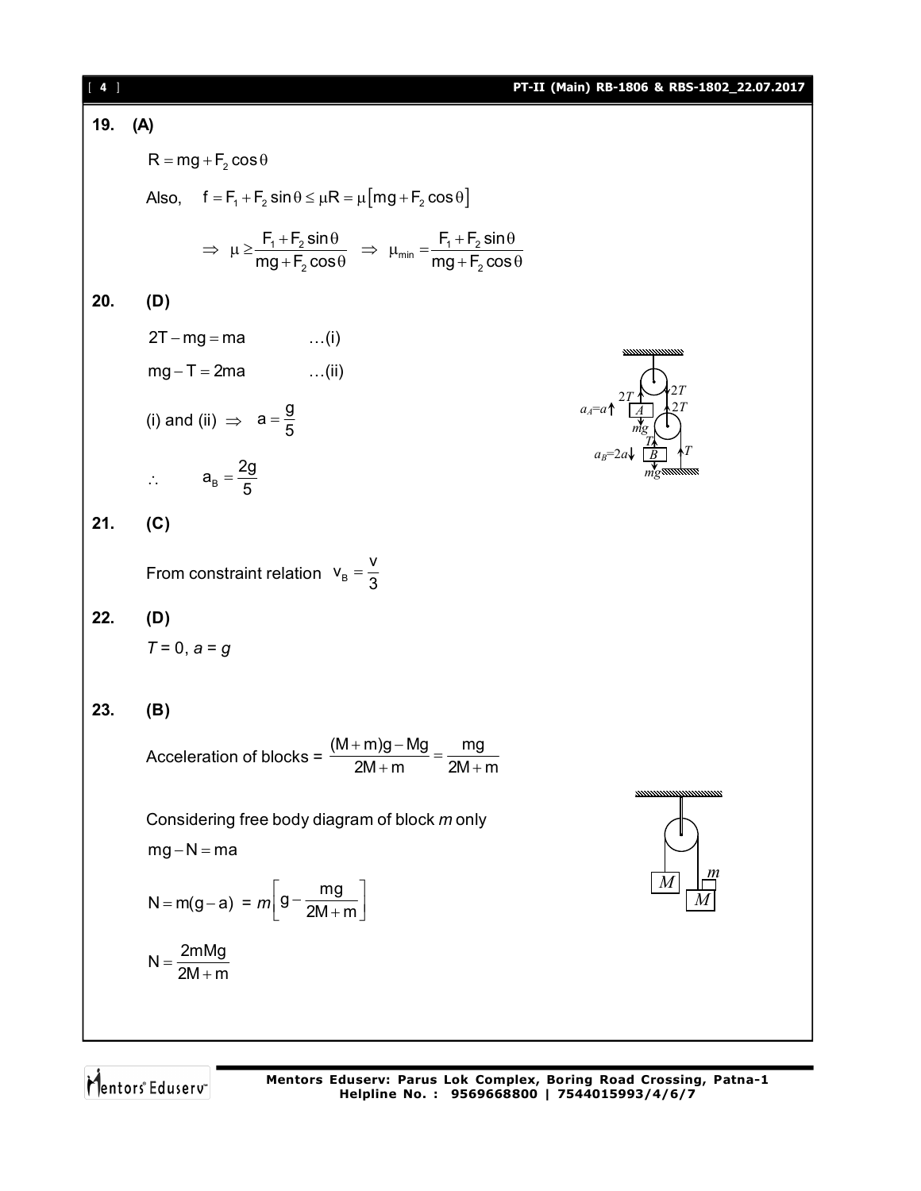**19. (A)**

$R = mg + F_2 \cos\theta$

Also, $f = F_1 + F_2 \sin\theta \le \mu R = \mu\left[mg + F_2 \cos\theta\right]$

$$\Rightarrow \mu \ge \frac{F_1 + F_2 \sin\theta}{mg + F_2 \cos\theta} \Rightarrow \mu_{min} = \frac{F_1 + F_2 \sin\theta}{mg + F_2 \cos\theta}$$

**20. (D)**

$2T - mg = ma$ ...(i)

$mg - T = 2ma$ ...(ii)

(i) and (ii) $\Rightarrow a = \dfrac{g}{5}$

$\therefore \quad a_B = \dfrac{2g}{5}$

**21. (C)**

From constraint relation $v_B = \dfrac{v}{3}$

**22. (D)**

$T = 0$, $a = g$

**23. (B)**

Acceleration of blocks = $\dfrac{(M+m)g - Mg}{2M+m} = \dfrac{mg}{2M+m}$

Considering free body diagram of block $m$ only

$mg - N = ma$

$N = m(g - a) = m\left[g - \dfrac{mg}{2M+m}\right]$

$N = \dfrac{2mMg}{2M+m}$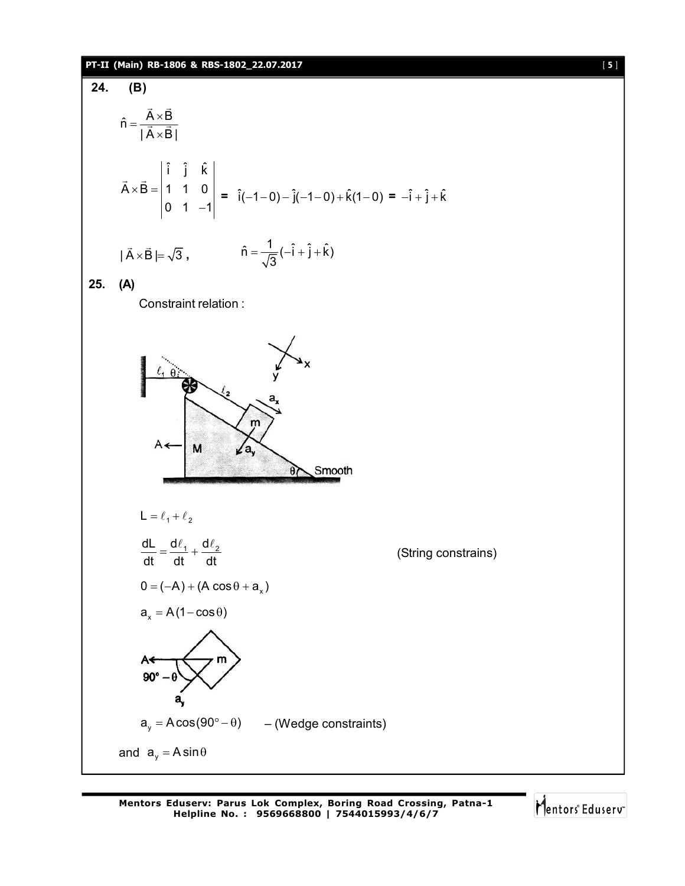**24. (B)**

$$\hat{n} = \frac{\vec{A} \times \vec{B}}{|\vec{A} \times \vec{B}|}$$

$$\vec{A} \times \vec{B} = \begin{vmatrix} \hat{i} & \hat{j} & \hat{k} \\ 1 & 1 & 0 \\ 0 & 1 & -1 \end{vmatrix} = \hat{i}(-1-0) - \hat{j}(-1-0) + \hat{k}(1-0) = -\hat{i} + \hat{j} + \hat{k}$$

$|\vec{A} \times \vec{B}| = \sqrt{3}$, $\quad \hat{n} = \frac{1}{\sqrt{3}}(-\hat{i} + \hat{j} + \hat{k})$

**25. (A)**

Constraint relation :

$$L = \ell_1 + \ell_2$$

$$\frac{dL}{dt} = \frac{d\ell_1}{dt} + \frac{d\ell_2}{dt} \qquad \text{(String constrains)}$$

$$0 = (-A) + (A\cos\theta + a_x)$$

$$a_x = A(1 - \cos\theta)$$

$$a_y = A\cos(90^\circ - \theta) \qquad \text{– (Wedge constraints)}$$

and $a_y = A\sin\theta$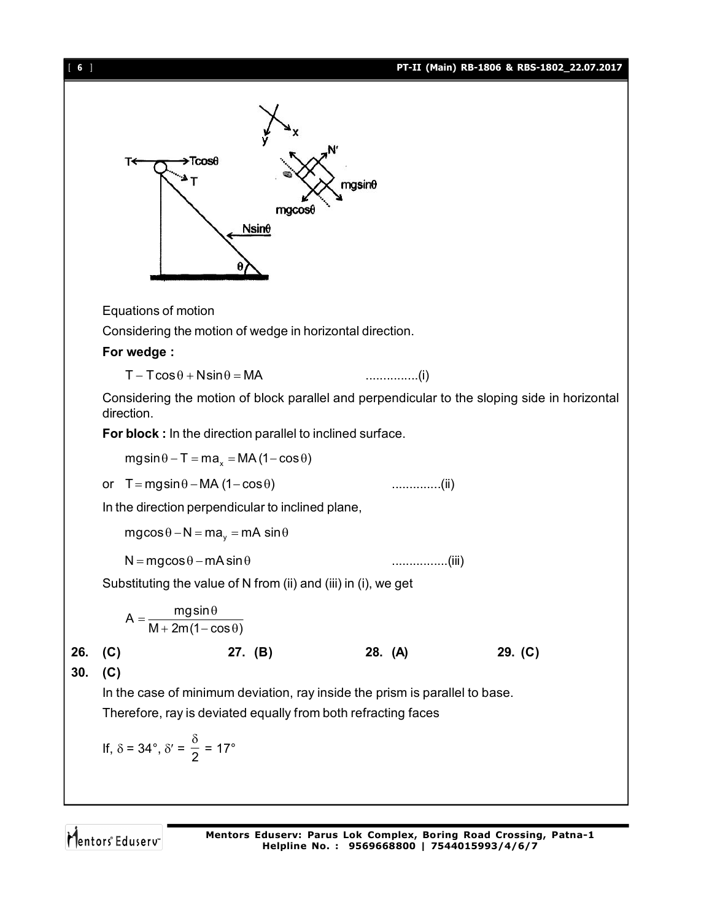Equations of motion

Considering the motion of wedge in horizontal direction.

**For wedge :**

$$T - T\cos\theta + N\sin\theta = MA \qquad \text{...............(i)}$$

Considering the motion of block parallel and perpendicular to the sloping side in horizontal direction.

**For block :** In the direction parallel to inclined surface.

$$mg\sin\theta - T = ma_x = MA\,(1-\cos\theta)$$

or $\quad T = mg\sin\theta - MA\,(1-\cos\theta) \qquad \text{..............(ii)}$

In the direction perpendicular to inclined plane,

$$mg\cos\theta - N = ma_y = mA\,\sin\theta$$

$$N = mg\cos\theta - mA\sin\theta \qquad \text{................(iii)}$$

Substituting the value of N from (ii) and (iii) in (i), we get

$$A = \frac{mg\sin\theta}{M + 2m(1-\cos\theta)}$$

**26. (C)** **27. (B)** **28. (A)** **29. (C)**

**30. (C)**

In the case of minimum deviation, ray inside the prism is parallel to base.

Therefore, ray is deviated equally from both refracting faces

If, $\delta = 34°$, $\delta' = \frac{\delta}{2} = 17°$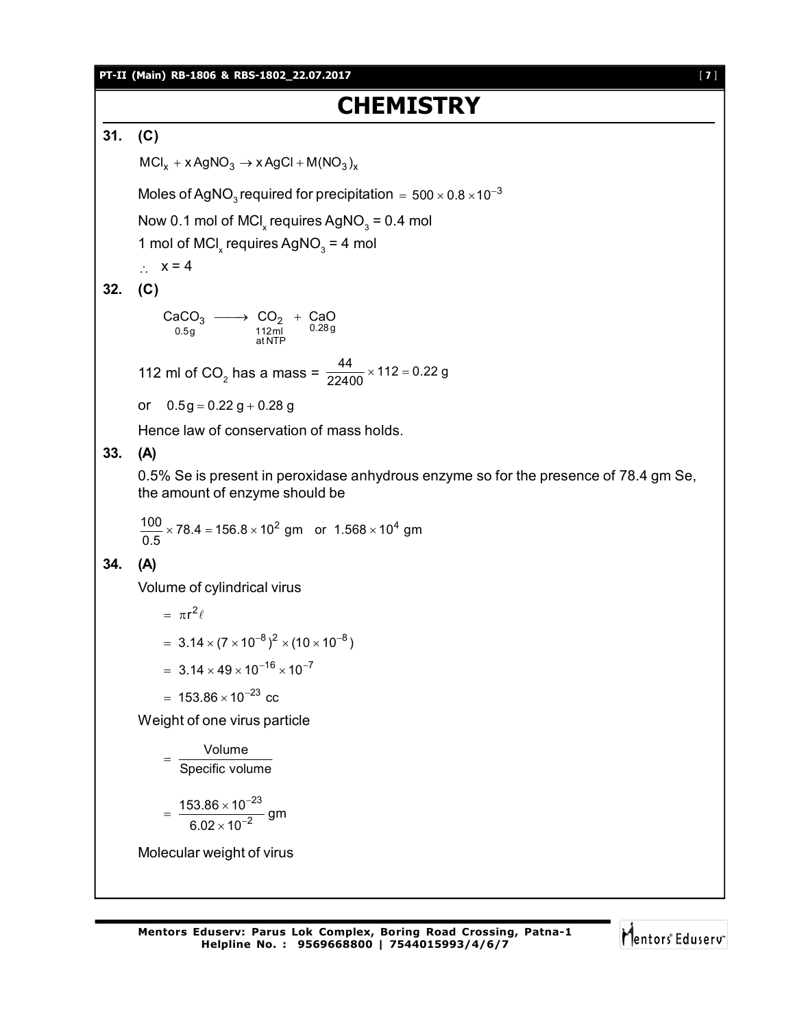# CHEMISTRY

**31. (C)**

$MCl_x + x\,AgNO_3 \rightarrow x\,AgCl + M(NO_3)_x$

Moles of $AgNO_3$ required for precipitation $= 500 \times 0.8 \times 10^{-3}$

Now 0.1 mol of $MCl_x$ requires $AgNO_3$ = 0.4 mol

1 mol of $MCl_x$ requires $AgNO_3$ = 4 mol

$\therefore\ x = 4$

**32. (C)**

$$\underset{0.5\,g}{CaCO_3} \longrightarrow \underset{\substack{112\,ml \\ \text{at NTP}}}{CO_2} + \underset{0.28\,g}{CaO}$$

112 ml of $CO_2$ has a mass = $\dfrac{44}{22400} \times 112 = 0.22$ g

or $\quad 0.5\,g = 0.22\,g + 0.28\,g$

Hence law of conservation of mass holds.

**33. (A)**

0.5% Se is present in peroxidase anhydrous enzyme so for the presence of 78.4 gm Se, the amount of enzyme should be

$$\frac{100}{0.5} \times 78.4 = 156.8 \times 10^2 \text{ gm} \quad \text{or} \quad 1.568 \times 10^4 \text{ gm}$$

**34. (A)**

Volume of cylindrical virus

$= \pi r^2 \ell$

$= 3.14 \times (7 \times 10^{-8})^2 \times (10 \times 10^{-8})$

$= 3.14 \times 49 \times 10^{-16} \times 10^{-7}$

$= 153.86 \times 10^{-23}$ cc

Weight of one virus particle

$= \dfrac{\text{Volume}}{\text{Specific volume}}$

$= \dfrac{153.86 \times 10^{-23}}{6.02 \times 10^{-2}}$ gm

Molecular weight of virus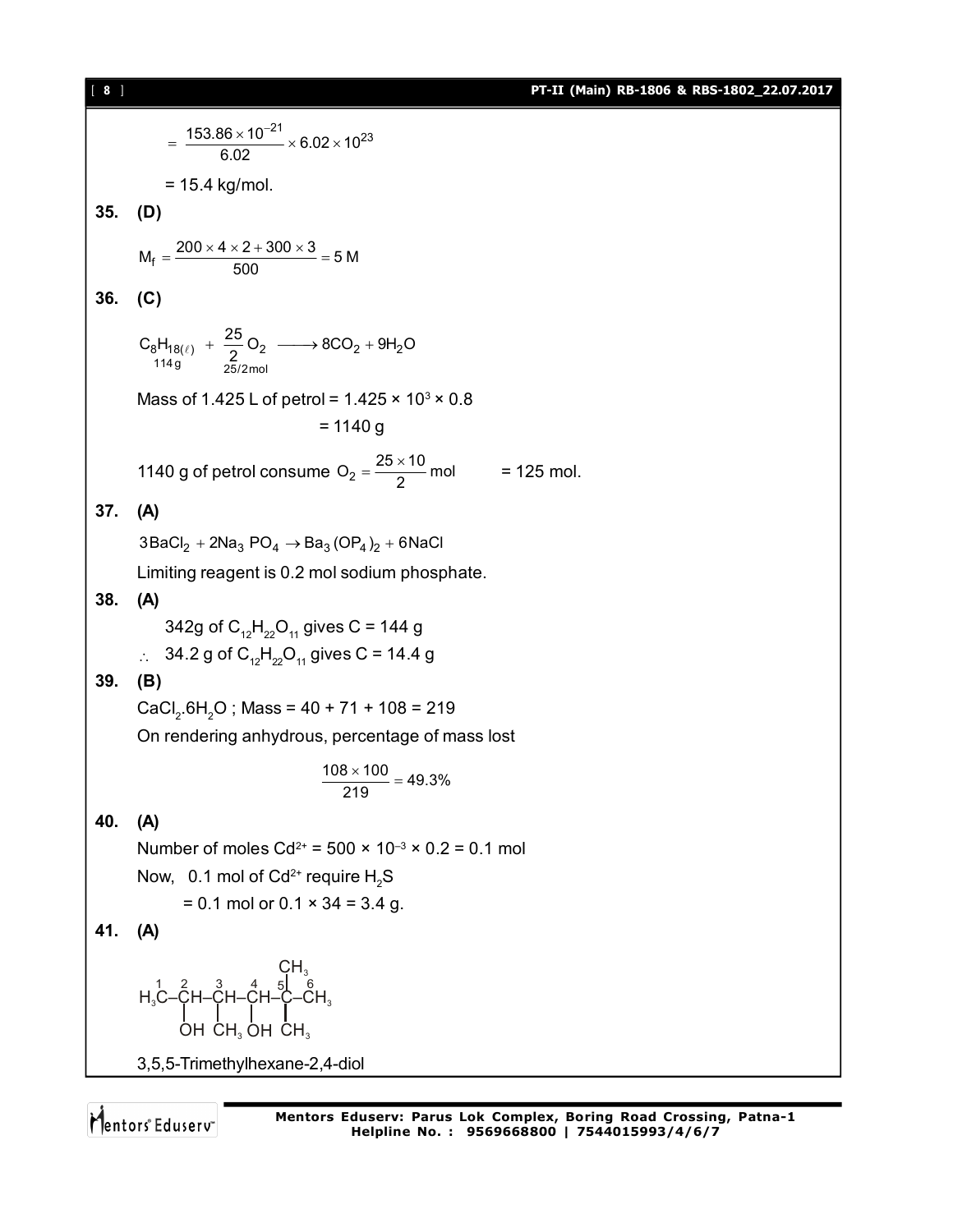$$= \frac{153.86 \times 10^{-21}}{6.02} \times 6.02 \times 10^{23}$$

= 15.4 kg/mol.

**35. (D)**

$$M_f = \frac{200 \times 4 \times 2 + 300 \times 3}{500} = 5\text{ M}$$

**36. (C)**

$$\underset{114\text{ g}}{C_8H_{18(\ell)}} + \underset{25/2\text{ mol}}{\frac{25}{2}O_2} \longrightarrow 8CO_2 + 9H_2O$$

Mass of 1.425 L of petrol = $1.425 \times 10^3 \times 0.8$

= 1140 g

1140 g of petrol consume $O_2 = \frac{25 \times 10}{2}$ mol = 125 mol.

**37. (A)**

$$3BaCl_2 + 2Na_3PO_4 \rightarrow Ba_3(OP_4)_2 + 6NaCl$$

Limiting reagent is 0.2 mol sodium phosphate.

**38. (A)**

342g of $C_{12}H_{22}O_{11}$ gives C = 144 g

$\therefore$ 34.2 g of $C_{12}H_{22}O_{11}$ gives C = 14.4 g

**39. (B)**

$CaCl_2.6H_2O$ ; Mass = 40 + 71 + 108 = 219

On rendering anhydrous, percentage of mass lost

$$\frac{108 \times 100}{219} = 49.3\%$$

**40. (A)**

Number of moles $Cd^{2+}$ = $500 \times 10^{-3} \times 0.2$ = 0.1 mol

Now, 0.1 mol of $Cd^{2+}$ require $H_2S$

= 0.1 mol or $0.1 \times 34$ = 3.4 g.

**41. (A)**

$$\overset{1}{H_3C}-\underset{OH}{\overset{2}{CH}}-\underset{CH_3}{\overset{3}{CH}}-\underset{OH}{\overset{4}{CH}}-\underset{CH_3}{\overset{CH_3}{\overset{5}{C}}}-\overset{6}{CH_3}$$

3,5,5-Trimethylhexane-2,4-diol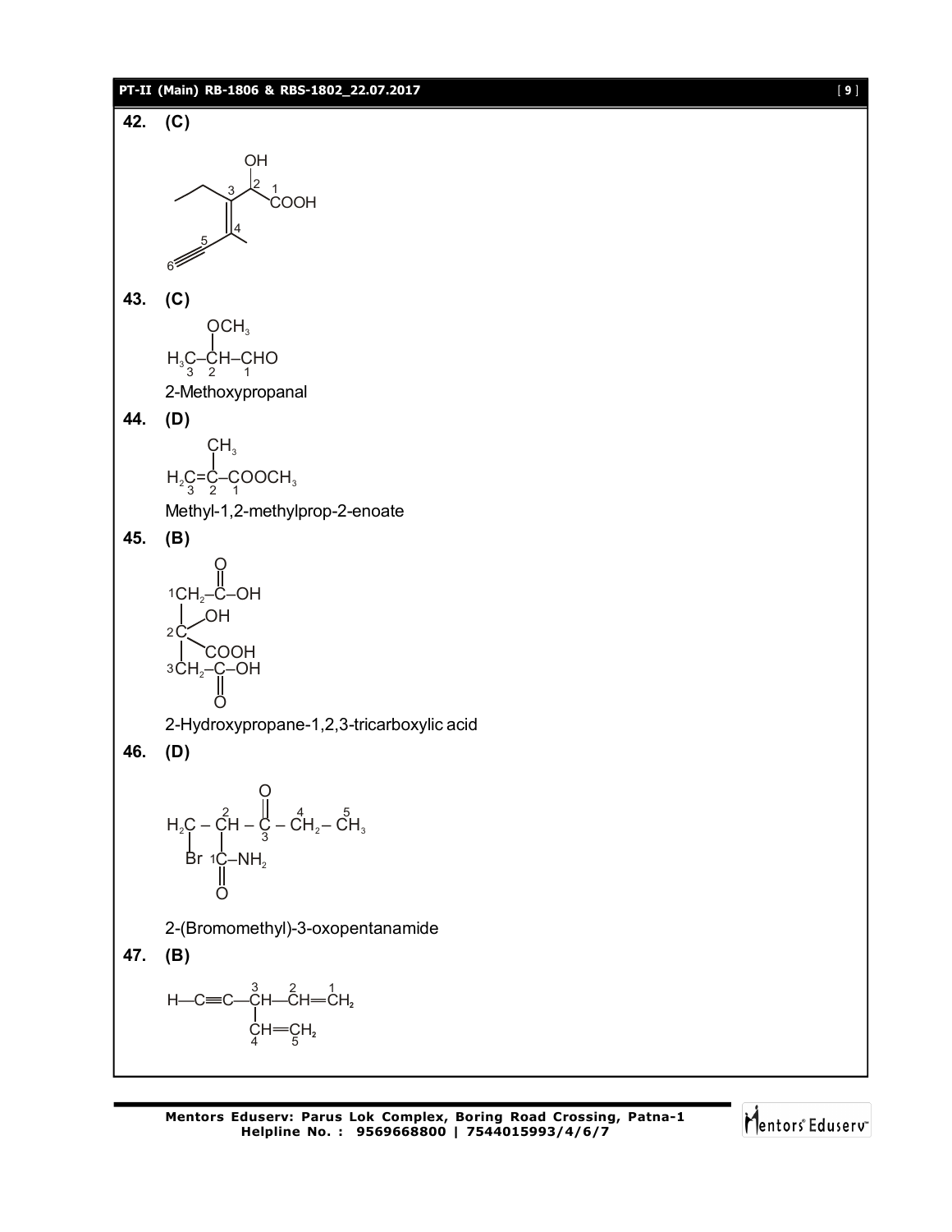**42.** **(C)**

**43.** **(C)**

$H_3C-CH(OCH_3)-CHO$

2-Methoxypropanal

**44.** **(D)**

$H_2C=C(CH_3)-COOCH_3$

Methyl-1,2-methylprop-2-enoate

**45.** **(B)**

2-Hydroxypropane-1,2,3-tricarboxylic acid

**46.** **(D)**

2-(Bromomethyl)-3-oxopentanamide

**47.** **(B)**

$H-C\equiv C-CH(CH=CH_2)-CH=CH_2$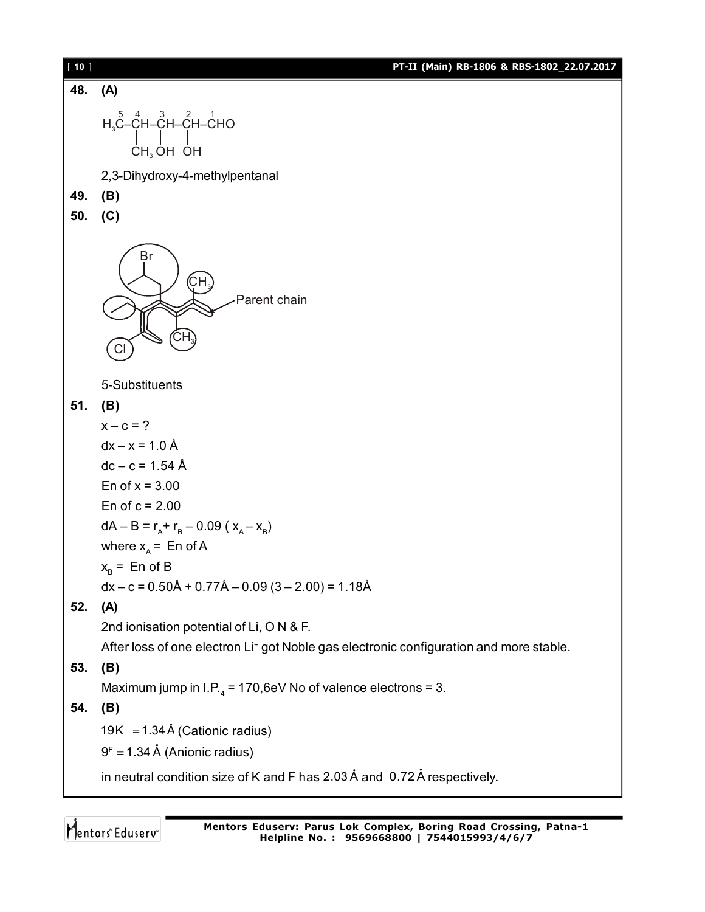**48. (A)**

$$\overset{5}{H_3C}-\overset{4}{CH}(CH_3)-\overset{3}{CH}(OH)-\overset{2}{CH}(OH)-\overset{1}{CHO}$$

2,3-Dihydroxy-4-methylpentanal

**49. (B)**

**50. (C)**

Br, $CH_3$, $CH_3$, Cl — Parent chain

5-Substituents

**51. (B)**

$x - c = ?$

$dx - x = 1.0$ Å

$dc - c = 1.54$ Å

En of $x = 3.00$

En of $c = 2.00$

$dA - B = r_A + r_B - 0.09\,(x_A - x_B)$

where $x_A$ = En of A

$x_B$ = En of B

$dx - c = 0.50\text{Å} + 0.77\text{Å} - 0.09\,(3 - 2.00) = 1.18\text{Å}$

**52. (A)**

2nd ionisation potential of Li, O N & F.

After loss of one electron $Li^+$ got Noble gas electronic configuration and more stable.

**53. (B)**

Maximum jump in $I.P._4$ = 170,6eV No of valence electrons = 3.

**54. (B)**

$19K^+ = 1.34$ Å (Cationic radius)

$9^F = 1.34$ Å (Anionic radius)

in neutral condition size of K and F has 2.03 Å and 0.72 Å respectively.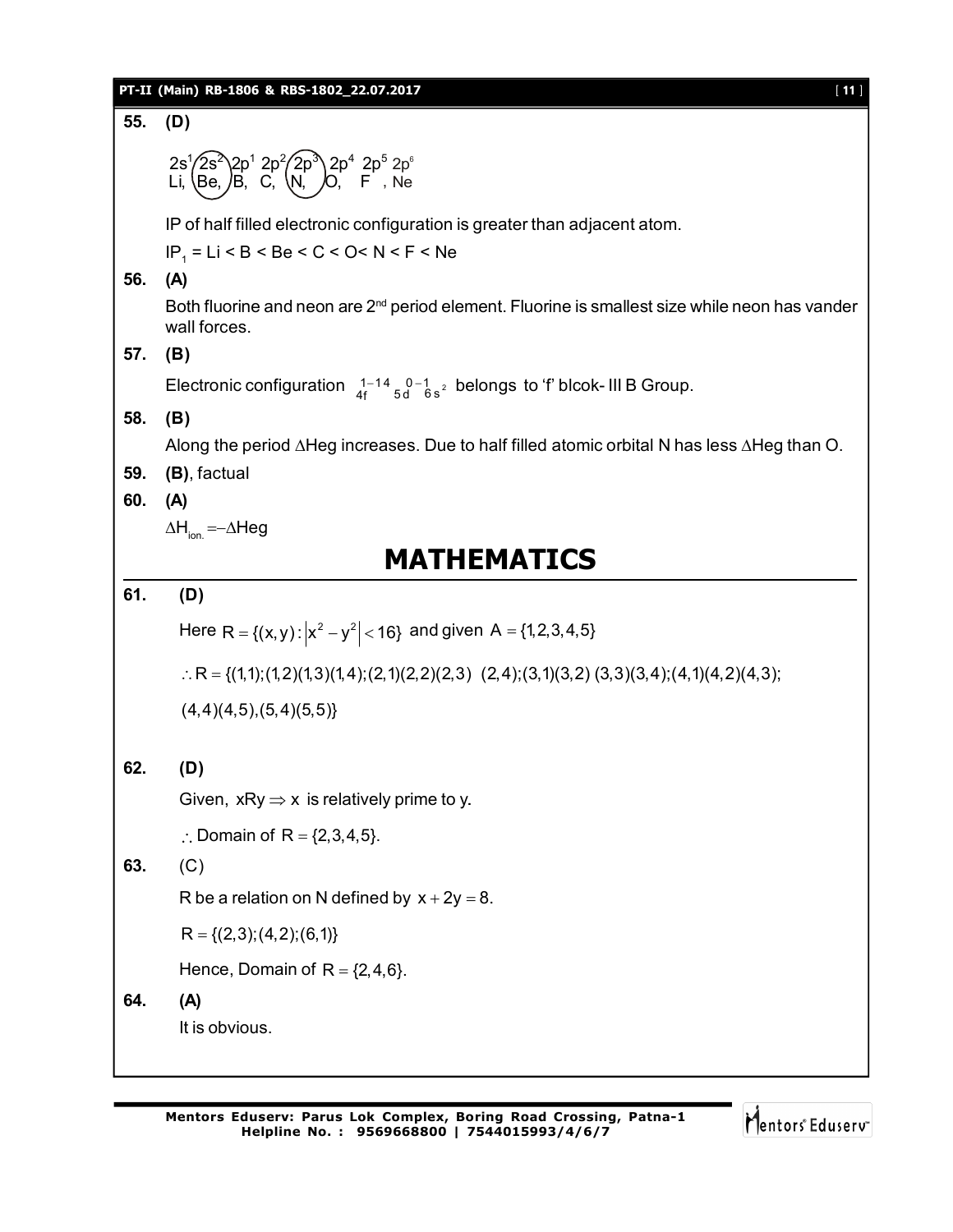**55. (D)**

$2s^1$ $2s^2$ $2p^1$ $2p^2$ $2p^3$ $2p^4$ $2p^5$ $2p^6$
Li, Be, B, C, N, O, F, Ne

IP of half filled electronic configuration is greater than adjacent atom.

$IP_1$ = Li < B < Be < C < O< N < F < Ne

**56. (A)**

Both fluorine and neon are 2nd period element. Fluorine is smallest size while neon has vander wall forces.

**57. (B)**

Electronic configuration $4f^{1-14}\, 5d^{0-1}\, 6s^2$ belongs to 'f' blcok- III B Group.

**58. (B)**

Along the period $\Delta$Heg increases. Due to half filled atomic orbital N has less $\Delta$Heg than O.

**59. (B)**, factual

**60. (A)**

$\Delta H_{ion.} = -\Delta Heg$

# MATHEMATICS

**61. (D)**

Here $R = \{(x, y) : |x^2 - y^2| < 16\}$ and given $A = \{1, 2, 3, 4, 5\}$

$\therefore R = \{(1,1);(1,2)(1,3)(1,4);(2,1)(2,2)(2,3)\ (2,4);(3,1)(3,2)\ (3,3)(3,4);(4,1)(4,2)(4,3);$

$(4,4)(4,5),(5,4)(5,5)\}$

**62. (D)**

Given, $xRy \Rightarrow x$ is relatively prime to y.

$\therefore$ Domain of $R = \{2, 3, 4, 5\}.$

**63.** (C)

R be a relation on N defined by $x + 2y = 8.$

$R = \{(2,3);(4,2);(6,1)\}$

Hence, Domain of $R = \{2, 4, 6\}.$

**64. (A)**

It is obvious.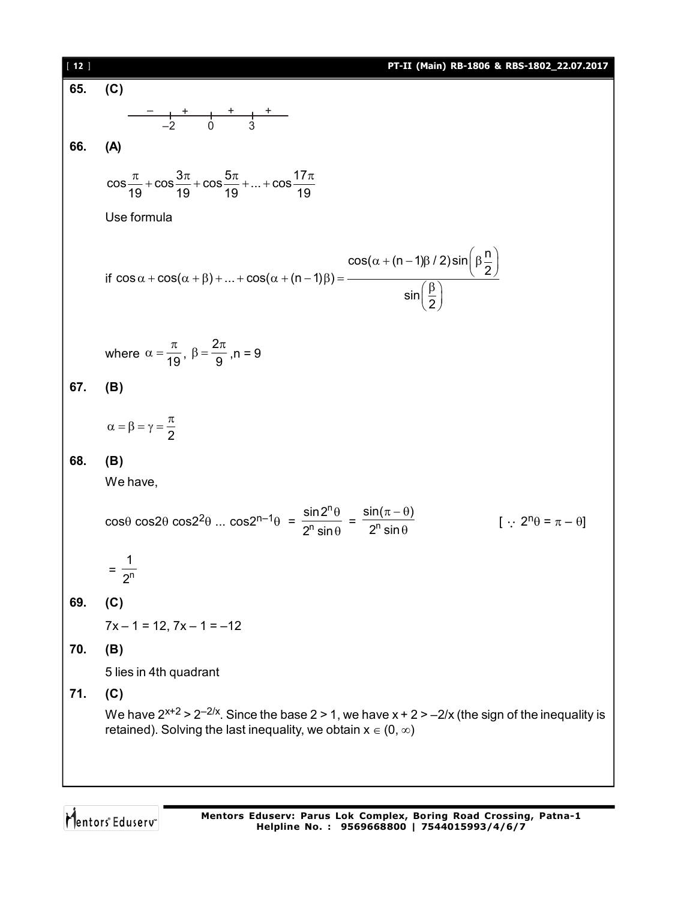**65. (C)**

$$\begin{array}{cccccccc} - & | & + & | & + & | & + \\ & -2 & & 0 & & 3 & \end{array}$$

**66. (A)**

$$\cos\frac{\pi}{19}+\cos\frac{3\pi}{19}+\cos\frac{5\pi}{19}+...+\cos\frac{17\pi}{19}$$

Use formula

$$\text{if } \cos\alpha+\cos(\alpha+\beta)+...+\cos(\alpha+(n-1)\beta)=\frac{\cos(\alpha+(n-1)\beta/2)\sin\left(\beta\frac{n}{2}\right)}{\sin\left(\frac{\beta}{2}\right)}$$

where $\alpha=\frac{\pi}{19}$, $\beta=\frac{2\pi}{9}$, n = 9

**67. (B)**

$$\alpha=\beta=\gamma=\frac{\pi}{2}$$

**68. (B)**

We have,

$$\cos\theta\cos2\theta\cos2^2\theta\ ...\ \cos2^{n-1}\theta = \frac{\sin2^n\theta}{2^n\sin\theta} = \frac{\sin(\pi-\theta)}{2^n\sin\theta} \qquad [\because 2^n\theta = \pi-\theta]$$

$$= \frac{1}{2^n}$$

**69. (C)**

$7x - 1 = 12$, $7x - 1 = -12$

**70. (B)**

5 lies in 4th quadrant

**71. (C)**

We have $2^{x+2} > 2^{-2/x}$. Since the base $2 > 1$, we have $x + 2 > -2/x$ (the sign of the inequality is retained). Solving the last inequality, we obtain $x \in (0, \infty)$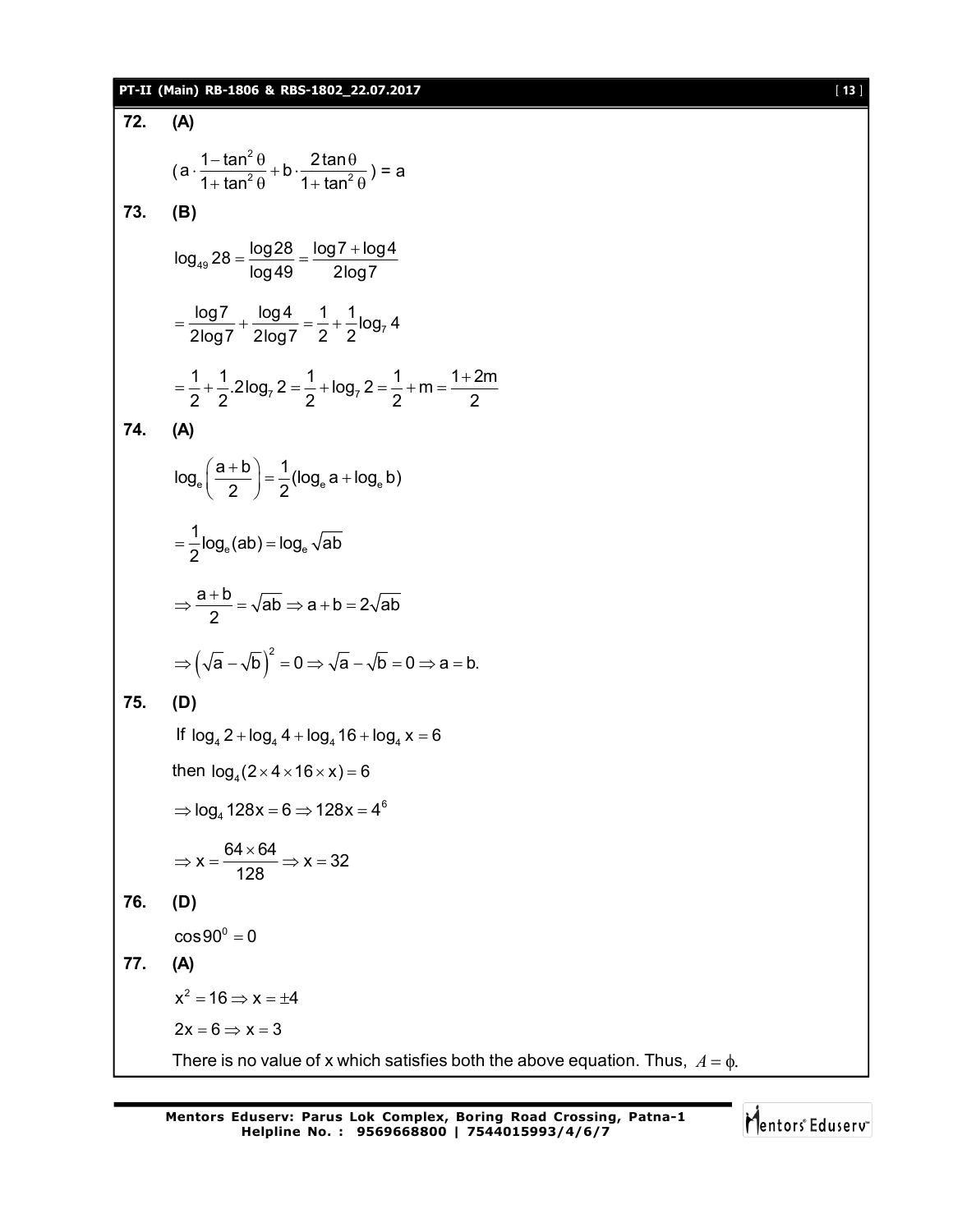**72. (A)**

$$(a \cdot \frac{1-\tan^2\theta}{1+\tan^2\theta} + b \cdot \frac{2\tan\theta}{1+\tan^2\theta}) = a$$

**73. (B)**

$$\log_{49} 28 = \frac{\log 28}{\log 49} = \frac{\log 7 + \log 4}{2\log 7}$$

$$= \frac{\log 7}{2\log 7} + \frac{\log 4}{2\log 7} = \frac{1}{2} + \frac{1}{2}\log_7 4$$

$$= \frac{1}{2} + \frac{1}{2}.2\log_7 2 = \frac{1}{2} + \log_7 2 = \frac{1}{2} + m = \frac{1+2m}{2}$$

**74. (A)**

$$\log_e\left(\frac{a+b}{2}\right) = \frac{1}{2}(\log_e a + \log_e b)$$

$$= \frac{1}{2}\log_e(ab) = \log_e\sqrt{ab}$$

$$\Rightarrow \frac{a+b}{2} = \sqrt{ab} \Rightarrow a+b = 2\sqrt{ab}$$

$$\Rightarrow \left(\sqrt{a}-\sqrt{b}\right)^2 = 0 \Rightarrow \sqrt{a}-\sqrt{b} = 0 \Rightarrow a = b.$$

**75. (D)**

If $\log_4 2 + \log_4 4 + \log_4 16 + \log_4 x = 6$

then $\log_4(2 \times 4 \times 16 \times x) = 6$

$$\Rightarrow \log_4 128x = 6 \Rightarrow 128x = 4^6$$

$$\Rightarrow x = \frac{64 \times 64}{128} \Rightarrow x = 32$$

**76. (D)**

$$\cos 90^0 = 0$$

**77. (A)**

$$x^2 = 16 \Rightarrow x = \pm 4$$

$$2x = 6 \Rightarrow x = 3$$

There is no value of x which satisfies both the above equation. Thus, $A = \phi$.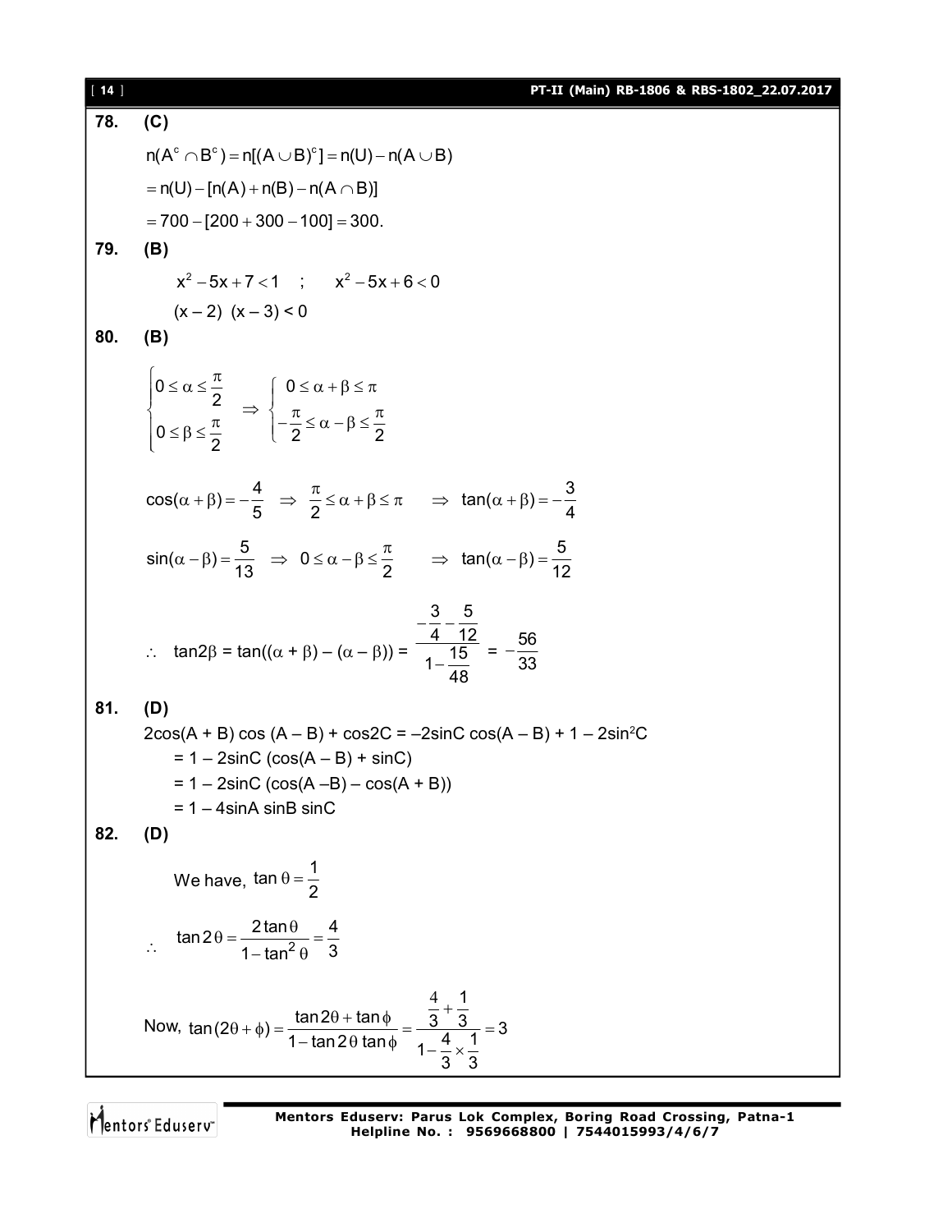**78. (C)**

$$n(A^c \cap B^c) = n[(A \cup B)^c] = n(U) - n(A \cup B)$$

$$= n(U) - [n(A) + n(B) - n(A \cap B)]$$

$$= 700 - [200 + 300 - 100] = 300.$$

**79. (B)**

$$x^2 - 5x + 7 < 1 \quad ; \quad x^2 - 5x + 6 < 0$$

$$(x - 2)\ (x - 3) < 0$$

**80. (B)**

$$\begin{cases} 0 \le \alpha \le \dfrac{\pi}{2} \\ 0 \le \beta \le \dfrac{\pi}{2} \end{cases} \Rightarrow \begin{cases} 0 \le \alpha + \beta \le \pi \\ -\dfrac{\pi}{2} \le \alpha - \beta \le \dfrac{\pi}{2} \end{cases}$$

$$\cos(\alpha + \beta) = -\frac{4}{5} \;\Rightarrow\; \frac{\pi}{2} \le \alpha + \beta \le \pi \quad \Rightarrow\; \tan(\alpha + \beta) = -\frac{3}{4}$$

$$\sin(\alpha - \beta) = \frac{5}{13} \;\Rightarrow\; 0 \le \alpha - \beta \le \frac{\pi}{2} \quad \Rightarrow\; \tan(\alpha - \beta) = \frac{5}{12}$$

$$\therefore \quad \tan 2\beta = \tan((\alpha + \beta) - (\alpha - \beta)) = \frac{-\dfrac{3}{4} - \dfrac{5}{12}}{1 - \dfrac{15}{48}} = -\frac{56}{33}$$

**81. (D)**

$2\cos(A + B)\cos(A - B) + \cos 2C = -2\sin C\cos(A - B) + 1 - 2\sin^2 C$

$= 1 - 2\sin C\,(\cos(A - B) + \sin C)$

$= 1 - 2\sin C\,(\cos(A - B) - \cos(A + B))$

$= 1 - 4\sin A \sin B \sin C$

**82. (D)**

We have, $\tan\theta = \dfrac{1}{2}$

$$\therefore \quad \tan 2\theta = \frac{2\tan\theta}{1 - \tan^2\theta} = \frac{4}{3}$$

Now, $\tan(2\theta + \phi) = \dfrac{\tan 2\theta + \tan\phi}{1 - \tan 2\theta \tan\phi} = \dfrac{\dfrac{4}{3} + \dfrac{1}{3}}{1 - \dfrac{4}{3} \times \dfrac{1}{3}} = 3$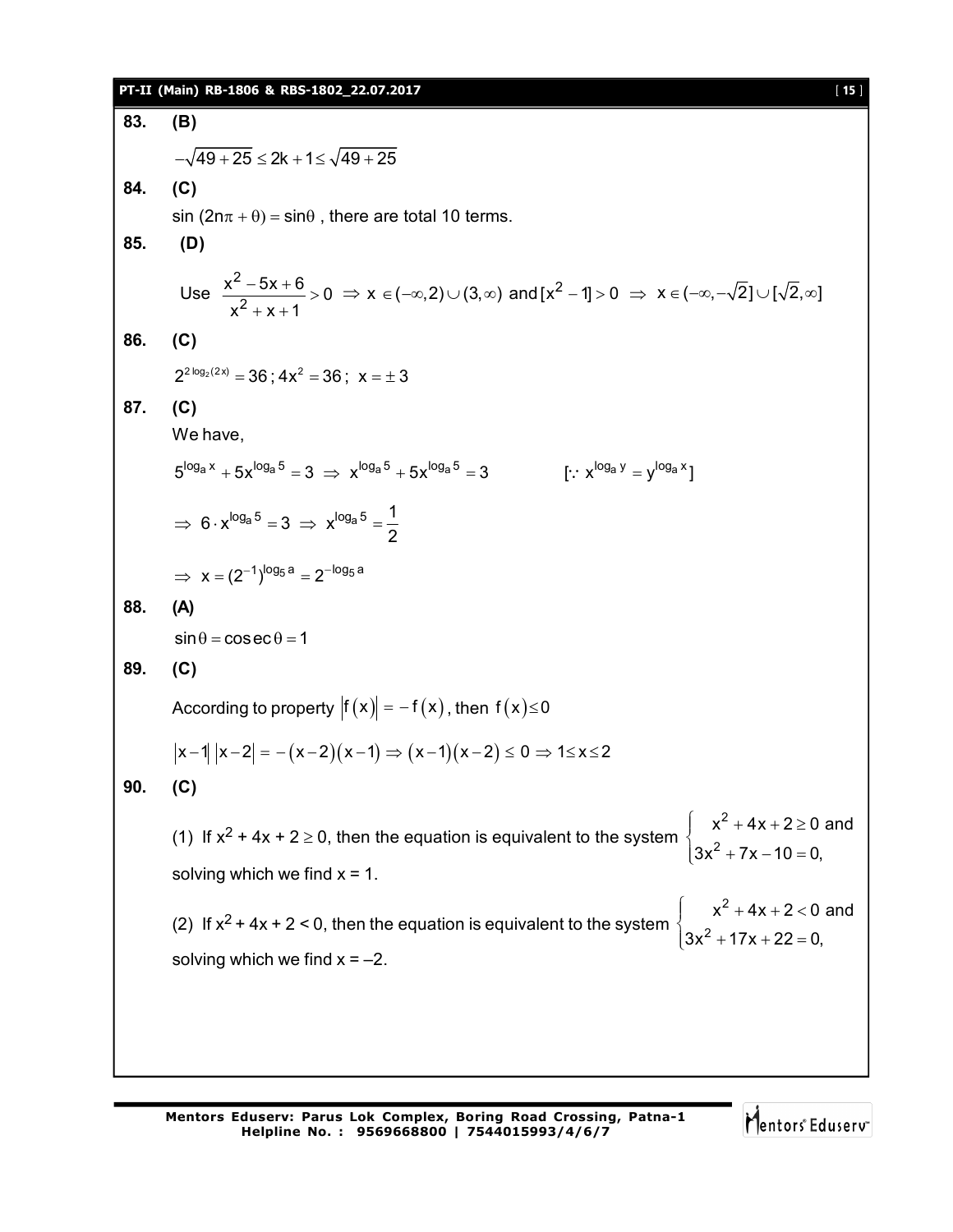**83.** **(B)**

$-\sqrt{49+25} \le 2k+1 \le \sqrt{49+25}$

**84.** **(C)**

$\sin(2n\pi+\theta) = \sin\theta$ , there are total 10 terms.

**85.** **(D)**

Use $\dfrac{x^2-5x+6}{x^2+x+1} > 0 \Rightarrow x \in (-\infty,2)\cup(3,\infty)$ and $[x^2-1] > 0 \Rightarrow x \in (-\infty,-\sqrt{2}]\cup[\sqrt{2},\infty]$

**86.** **(C)**

$2^{2\log_2(2x)} = 36\,;\, 4x^2 = 36\,;\; x = \pm 3$

**87.** **(C)**

We have,

$5^{\log_a x} + 5x^{\log_a 5} = 3 \Rightarrow x^{\log_a 5} + 5x^{\log_a 5} = 3$ $\qquad [\because x^{\log_a y} = y^{\log_a x}]$

$\Rightarrow 6\cdot x^{\log_a 5} = 3 \Rightarrow x^{\log_a 5} = \dfrac{1}{2}$

$\Rightarrow x = (2^{-1})^{\log_5 a} = 2^{-\log_5 a}$

**88.** **(A)**

$\sin\theta = \operatorname{cosec}\theta = 1$

**89.** **(C)**

According to property $|f(x)| = -f(x)$, then $f(x) \le 0$

$|x-1|\,|x-2| = -(x-2)(x-1) \Rightarrow (x-1)(x-2) \le 0 \Rightarrow 1 \le x \le 2$

**90.** **(C)**

(1) If $x^2 + 4x + 2 \ge 0$, then the equation is equivalent to the system $\begin{cases} x^2+4x+2 \ge 0 \text{ and} \\ 3x^2+7x-10=0, \end{cases}$

solving which we find $x = 1$.

(2) If $x^2 + 4x + 2 < 0$, then the equation is equivalent to the system $\begin{cases} x^2+4x+2 < 0 \text{ and} \\ 3x^2+17x+22=0, \end{cases}$

solving which we find $x = -2$.